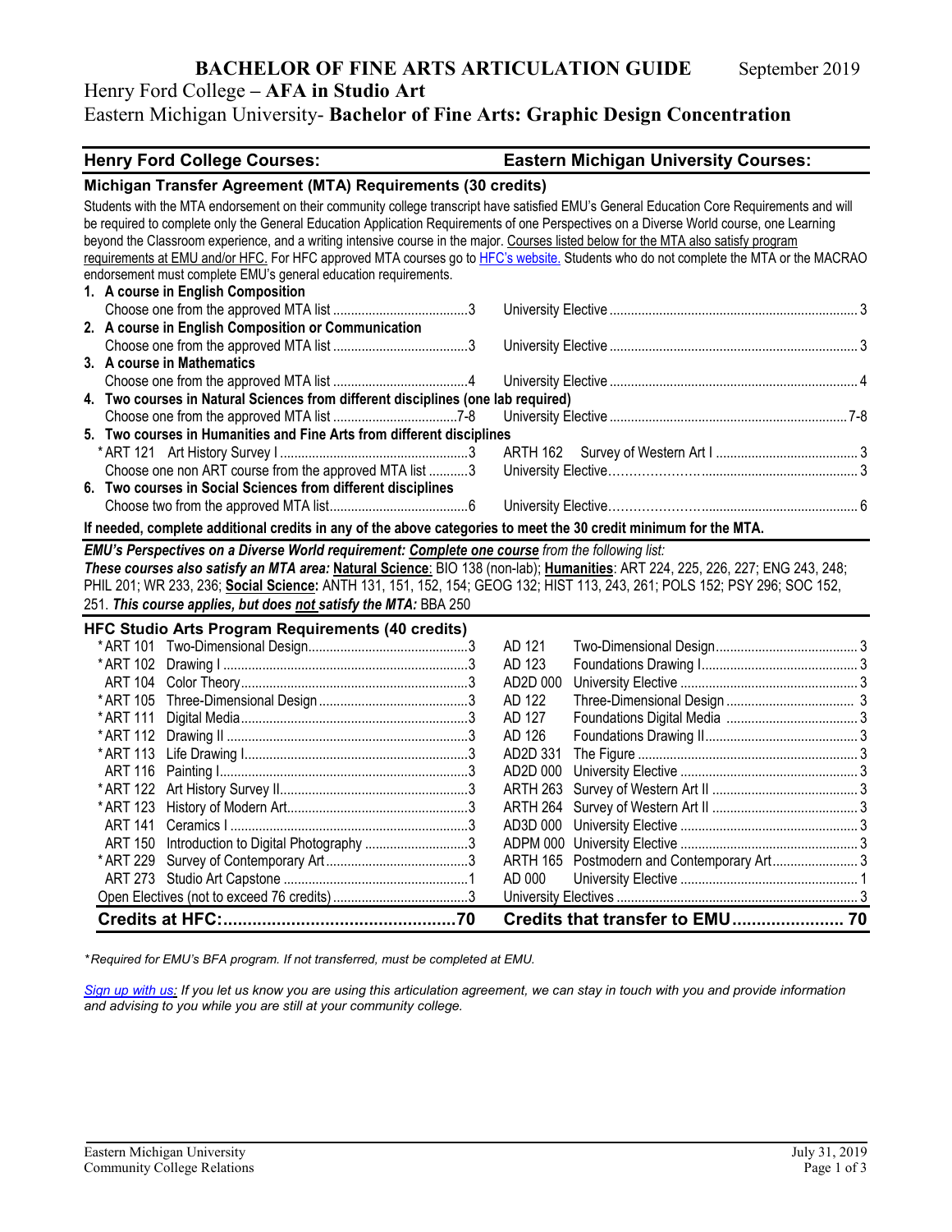# BACHELOR OF FINE ARTS ARTICULATION GUIDE

September 2019

## Henry Ford College – AFA in Studio Art
## Eastern Michigan University- Bachelor of Fine Arts: Graphic Design Concentration

| Henry Ford College Courses: | | Eastern Michigan University Courses: | |
|---|---|---|---|

### Michigan Transfer Agreement (MTA) Requirements (30 credits)

Students with the MTA endorsement on their community college transcript have satisfied EMU's General Education Core Requirements and will be required to complete only the General Education Application Requirements of one Perspectives on a Diverse World course, one Learning beyond the Classroom experience, and a writing intensive course in the major. Courses listed below for the MTA also satisfy program requirements at EMU and/or HFC. For HFC approved MTA courses go to HFC's website. Students who do not complete the MTA or the MACRAO endorsement must complete EMU's general education requirements.

| HFC Course | Credits | EMU Course | Credits |
|---|---|---|---|
| **1. A course in English Composition** | | | |
| Choose one from the approved MTA list | 3 | University Elective | 3 |
| **2. A course in English Composition or Communication** | | | |
| Choose one from the approved MTA list | 3 | University Elective | 3 |
| **3. A course in Mathematics** | | | |
| Choose one from the approved MTA list | 4 | University Elective | 4 |
| **4. Two courses in Natural Sciences from different disciplines (one lab required)** | | | |
| Choose one from the approved MTA list | 7-8 | University Elective | 7-8 |
| **5. Two courses in Humanities and Fine Arts from different disciplines** | | | |
| * ART 121 Art History Survey I | 3 | ARTH 162 Survey of Western Art I | 3 |
| Choose one non ART course from the approved MTA list | 3 | University Elective | 3 |
| **6. Two courses in Social Sciences from different disciplines** | | | |
| Choose two from the approved MTA list | 6 | University Elective | 6 |

**If needed, complete additional credits in any of the above categories to meet the 30 credit minimum for the MTA.**

***EMU's Perspectives on a Diverse World requirement: Complete one course** from the following list:*
***These courses also satisfy an MTA area:* Natural Science**: BIO 138 (non-lab); **Humanities**: ART 224, 225, 226, 227; ENG 243, 248; PHIL 201; WR 233, 236; **Social Science:** ANTH 131, 151, 152, 154; GEOG 132; HIST 113, 243, 261; POLS 152; PSY 296; SOC 152, 251. ***This course applies, but does not satisfy the MTA:*** BBA 250

### HFC Studio Arts Program Requirements (40 credits)

| HFC Course | Credits | EMU Course | Credits |
|---|---|---|---|
| * ART 101 Two-Dimensional Design | 3 | AD 121 Two-Dimensional Design | 3 |
| * ART 102 Drawing I | 3 | AD 123 Foundations Drawing I | 3 |
| ART 104 Color Theory | 3 | AD2D 000 University Elective | 3 |
| * ART 105 Three-Dimensional Design | 3 | AD 122 Three-Dimensional Design | 3 |
| * ART 111 Digital Media | 3 | AD 127 Foundations Digital Media | 3 |
| * ART 112 Drawing II | 3 | AD 126 Foundations Drawing II | 3 |
| * ART 113 Life Drawing I | 3 | AD2D 331 The Figure | 3 |
| ART 116 Painting I | 3 | AD2D 000 University Elective | 3 |
| * ART 122 Art History Survey II | 3 | ARTH 263 Survey of Western Art II | 3 |
| * ART 123 History of Modern Art | 3 | ARTH 264 Survey of Western Art II | 3 |
| ART 141 Ceramics I | 3 | AD3D 000 University Elective | 3 |
| ART 150 Introduction to Digital Photography | 3 | ADPM 000 University Elective | 3 |
| * ART 229 Survey of Contemporary Art | 3 | ARTH 165 Postmodern and Contemporary Art | 3 |
| ART 273 Studio Art Capstone | 1 | AD 000 University Elective | 1 |
| Open Electives (not to exceed 76 credits) | 3 | University Electives | 3 |
| **Credits at HFC:** | **70** | **Credits that transfer to EMU** | **70** |

*\* Required for EMU's BFA program. If not transferred, must be completed at EMU.*

*Sign up with us: If you let us know you are using this articulation agreement, we can stay in touch with you and provide information and advising to you while you are still at your community college.*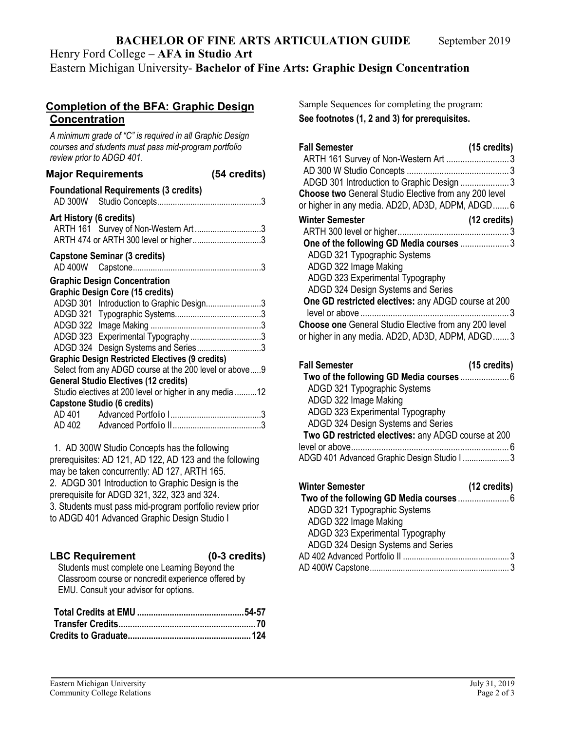# BACHELOR OF FINE ARTS ARTICULATION GUIDE

September 2019

Henry Ford College – **AFA in Studio Art**

Eastern Michigan University- **Bachelor of Fine Arts: Graphic Design Concentration**

## Completion of the BFA: Graphic Design Concentration

*A minimum grade of "C" is required in all Graphic Design courses and students must pass mid-program portfolio review prior to ADGD 401.*

### Major Requirements (54 credits)

**Foundational Requirements (3 credits)**

| Course | Title | Credits |
|---|---|---|
| AD 300W | Studio Concepts | 3 |

**Art History (6 credits)**

| Course | Title | Credits |
|---|---|---|
| ARTH 161 | Survey of Non-Western Art | 3 |
| ARTH 474 or ARTH 300 level or higher | | 3 |

**Capstone Seminar (3 credits)**

| Course | Title | Credits |
|---|---|---|
| AD 400W | Capstone | 3 |

**Graphic Design Concentration**

**Graphic Design Core (15 credits)**

| Course | Title | Credits |
|---|---|---|
| ADGD 301 | Introduction to Graphic Design | 3 |
| ADGD 321 | Typographic Systems | 3 |
| ADGD 322 | Image Making | 3 |
| ADGD 323 | Experimental Typography | 3 |
| ADGD 324 | Design Systems and Series | 3 |

**Graphic Design Restricted Electives (9 credits)**

Select from any ADGD course at the 200 level or above.....9

**General Studio Electives (12 credits)**

Studio electives at 200 level or higher in any media.....12

**Capstone Studio (6 credits)**

| Course | Title | Credits |
|---|---|---|
| AD 401 | Advanced Portfolio I | 3 |
| AD 402 | Advanced Portfolio II | 3 |

1. AD 300W Studio Concepts has the following prerequisites: AD 121, AD 122, AD 123 and the following may be taken concurrently: AD 127, ARTH 165.
2. ADGD 301 Introduction to Graphic Design is the prerequisite for ADGD 321, 322, 323 and 324.
3. Students must pass mid-program portfolio review prior to ADGD 401 Advanced Graphic Design Studio I

### LBC Requirement (0-3 credits)

Students must complete one Learning Beyond the Classroom course or noncredit experience offered by EMU. Consult your advisor for options.

| | |
|---|---|
| **Total Credits at EMU** | **54-57** |
| **Transfer Credits** | **70** |
| **Credits to Graduate** | **124** |

## Sample Sequences for completing the program:

**See footnotes (1, 2 and 3) for prerequisites.**

**Fall Semester (15 credits)**

- ARTH 161 Survey of Non-Western Art .....3
- AD 300 W Studio Concepts .....3
- ADGD 301 Introduction to Graphic Design .....3
- **Choose two** General Studio Elective from any 200 level or higher in any media. AD2D, AD3D, ADPM, ADGD.....6

**Winter Semester (12 credits)**

- ARTH 300 level or higher.....3
- **One of the following GD Media courses** .....3
  - ADGD 321 Typographic Systems
  - ADGD 322 Image Making
  - ADGD 323 Experimental Typography
  - ADGD 324 Design Systems and Series
- **One GD restricted electives:** any ADGD course at 200 level or above.....3
- **Choose one** General Studio Elective from any 200 level or higher in any media. AD2D, AD3D, ADPM, ADGD.....3

**Fall Semester (15 credits)**

- **Two of the following GD Media courses**.....6
  - ADGD 321 Typographic Systems
  - ADGD 322 Image Making
  - ADGD 323 Experimental Typography
  - ADGD 324 Design Systems and Series
- **Two GD restricted electives:** any ADGD course at 200 level or above.....6
- ADGD 401 Advanced Graphic Design Studio I .....3

**Winter Semester (12 credits)**

- **Two of the following GD Media courses**.....6
  - ADGD 321 Typographic Systems
  - ADGD 322 Image Making
  - ADGD 323 Experimental Typography
  - ADGD 324 Design Systems and Series
- AD 402 Advanced Portfolio II .....3
- AD 400W Capstone.....3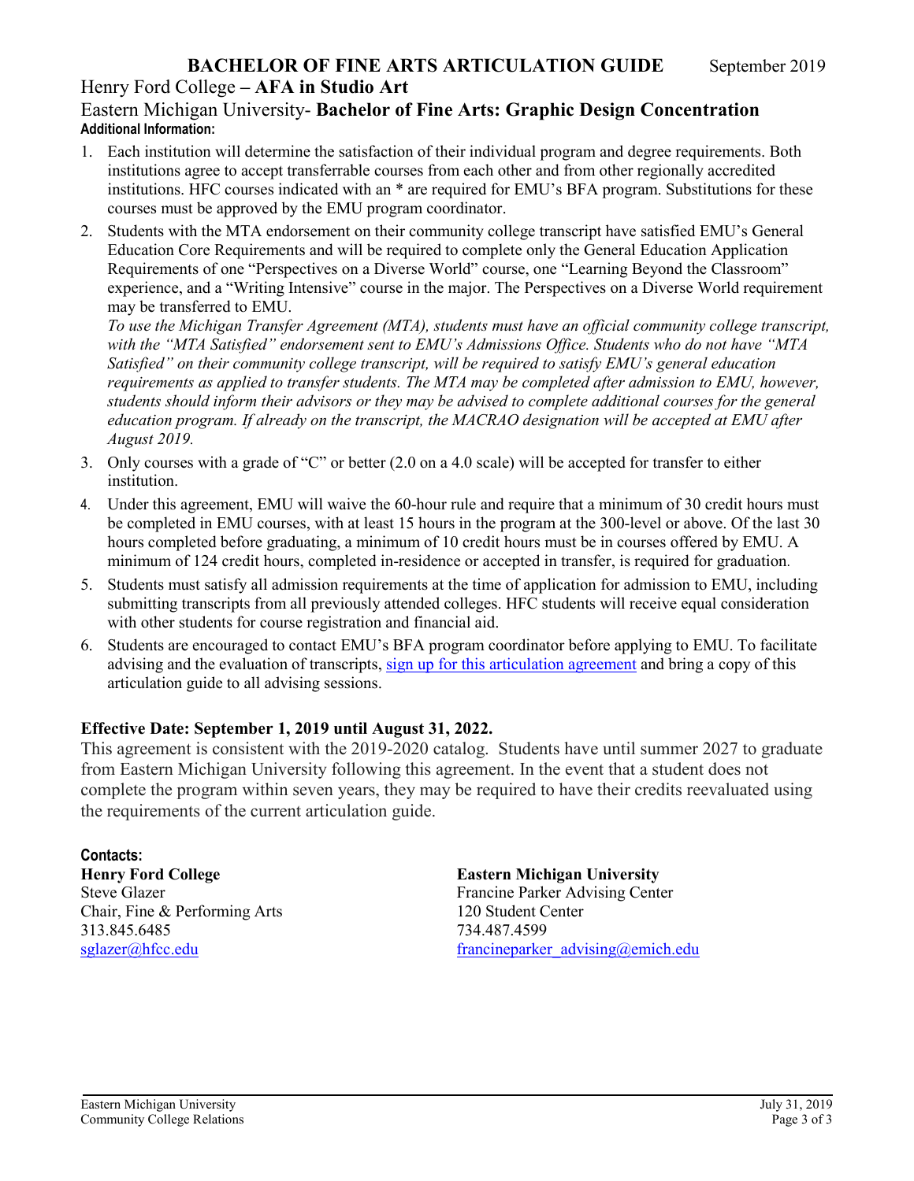# BACHELOR OF FINE ARTS ARTICULATION GUIDE

September 2019

## Henry Ford College – **AFA in Studio Art**

## Eastern Michigan University- **Bachelor of Fine Arts: Graphic Design Concentration**

**Additional Information:**

1. Each institution will determine the satisfaction of their individual program and degree requirements. Both institutions agree to accept transferrable courses from each other and from other regionally accredited institutions. HFC courses indicated with an * are required for EMU's BFA program. Substitutions for these courses must be approved by the EMU program coordinator.
2. Students with the MTA endorsement on their community college transcript have satisfied EMU's General Education Core Requirements and will be required to complete only the General Education Application Requirements of one "Perspectives on a Diverse World" course, one "Learning Beyond the Classroom" experience, and a "Writing Intensive" course in the major. The Perspectives on a Diverse World requirement may be transferred to EMU.
   *To use the Michigan Transfer Agreement (MTA), students must have an official community college transcript, with the "MTA Satisfied" endorsement sent to EMU's Admissions Office. Students who do not have "MTA Satisfied" on their community college transcript, will be required to satisfy EMU's general education requirements as applied to transfer students. The MTA may be completed after admission to EMU, however, students should inform their advisors or they may be advised to complete additional courses for the general education program. If already on the transcript, the MACRAO designation will be accepted at EMU after August 2019.*
3. Only courses with a grade of "C" or better (2.0 on a 4.0 scale) will be accepted for transfer to either institution.
4. Under this agreement, EMU will waive the 60-hour rule and require that a minimum of 30 credit hours must be completed in EMU courses, with at least 15 hours in the program at the 300-level or above. Of the last 30 hours completed before graduating, a minimum of 10 credit hours must be in courses offered by EMU. A minimum of 124 credit hours, completed in-residence or accepted in transfer, is required for graduation.
5. Students must satisfy all admission requirements at the time of application for admission to EMU, including submitting transcripts from all previously attended colleges. HFC students will receive equal consideration with other students for course registration and financial aid.
6. Students are encouraged to contact EMU's BFA program coordinator before applying to EMU. To facilitate advising and the evaluation of transcripts, sign up for this articulation agreement and bring a copy of this articulation guide to all advising sessions.

**Effective Date: September 1, 2019 until August 31, 2022.**

This agreement is consistent with the 2019-2020 catalog. Students have until summer 2027 to graduate from Eastern Michigan University following this agreement. In the event that a student does not complete the program within seven years, they may be required to have their credits reevaluated using the requirements of the current articulation guide.

**Contacts:**

**Henry Ford College**
Steve Glazer
Chair, Fine & Performing Arts
313.845.6485
sglazer@hfcc.edu

**Eastern Michigan University**
Francine Parker Advising Center
120 Student Center
734.487.4599
francineparker_advising@emich.edu